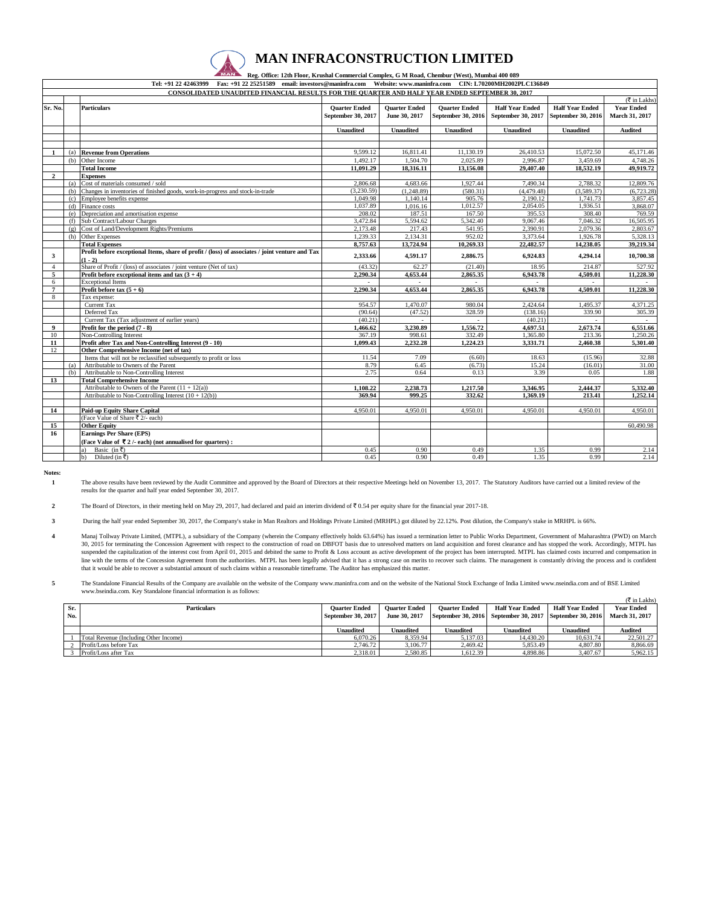# MAN INFRACONSTRUCTION LIMITED

Reg. Office: 12th Floor, Krushal Commercial Complex, G M Road, Chembur (West), Mumbai 400 089

Tel: +91 22 42463999 Fax: +91 22 25251589 email: investors@maninfra.com Website: www.maninfra.com CIN: L70200MH2002PLC136849

**CONSOLIDATED UNAUDITED FINANCIAL RESULTS FOR THE QUARTER AND HALF YEAR ENDED SEPTEMBER 30, 2017**

(₹ in Lakhs)

| Sr. No. | | Particulars | Quarter Ended September 30, 2017 | Quarter Ended June 30, 2017 | Quarter Ended September 30, 2016 | Half Year Ended September 30, 2017 | Half Year Ended September 30, 2016 | Year Ended March 31, 2017 |
|---|---|---|---|---|---|---|---|---|
| | | | Unaudited | Unaudited | Unaudited | Unaudited | Unaudited | Audited |
| 1 | (a) | **Revenue from Operations** | 9,599.12 | 16,811.41 | 11,130.19 | 26,410.53 | 15,072.50 | 45,171.46 |
| | (b) | Other Income | 1,492.17 | 1,504.70 | 2,025.89 | 2,996.87 | 3,459.69 | 4,748.26 |
| | | **Total Income** | **11,091.29** | **18,316.11** | **13,156.08** | **29,407.40** | **18,532.19** | **49,919.72** |
| 2 | | **Expenses** | | | | | | |
| | (a) | Cost of materials consumed / sold | 2,806.68 | 4,683.66 | 1,927.44 | 7,490.34 | 2,788.32 | 12,809.76 |
| | (b) | Changes in inventories of finished goods, work-in-progress and stock-in-trade | (3,230.59) | (1,248.89) | (580.31) | (4,479.48) | (3,589.37) | (6,723.28) |
| | (c) | Employee benefits expense | 1,049.98 | 1,140.14 | 905.76 | 2,190.12 | 1,741.73 | 3,857.45 |
| | (d) | Finance costs | 1,037.89 | 1,016.16 | 1,012.57 | 2,054.05 | 1,936.51 | 3,868.07 |
| | (e) | Depreciation and amortisation expense | 208.02 | 187.51 | 167.50 | 395.53 | 308.40 | 769.59 |
| | (f) | Sub Contract/Labour Charges | 3,472.84 | 5,594.62 | 5,342.40 | 9,067.46 | 7,046.32 | 16,505.95 |
| | (g) | Cost of Land/Development Rights/Premiums | 2,173.48 | 217.43 | 541.95 | 2,390.91 | 2,079.36 | 2,803.67 |
| | (h) | Other Expenses | 1,239.33 | 2,134.31 | 952.02 | 3,373.64 | 1,926.78 | 5,328.13 |
| | | **Total Expenses** | **8,757.63** | **13,724.94** | **10,269.33** | **22,482.57** | **14,238.05** | **39,219.34** |
| 3 | | **Profit before exceptional Items, share of profit / (loss) of associates / joint venture and Tax (1 - 2)** | **2,333.66** | **4,591.17** | **2,886.75** | **6,924.83** | **4,294.14** | **10,700.38** |
| 4 | | Share of Profit / (loss) of associates / joint venture (Net of tax) | (43.32) | 62.27 | (21.40) | 18.95 | 214.87 | 527.92 |
| 5 | | **Profit before exceptional items and tax (3 + 4)** | **2,290.34** | **4,653.44** | **2,865.35** | **6,943.78** | **4,509.01** | **11,228.30** |
| 6 | | Exceptional Items | - | - | - | - | - | - |
| 7 | | **Profit before tax (5 + 6)** | **2,290.34** | **4,653.44** | **2,865.35** | **6,943.78** | **4,509.01** | **11,228.30** |
| 8 | | Tax expense: | | | | | | |
| | | Current Tax | 954.57 | 1,470.07 | 980.04 | 2,424.64 | 1,495.37 | 4,371.25 |
| | | Deferred Tax | (90.64) | (47.52) | 328.59 | (138.16) | 339.90 | 305.39 |
| | | Current Tax (Tax adjustment of earlier years) | (40.21) | - | - | (40.21) | - | - |
| 9 | | **Profit for the period (7 - 8)** | **1,466.62** | **3,230.89** | **1,556.72** | **4,697.51** | **2,673.74** | **6,551.66** |
| 10 | | Non-Controlling Interest | 367.19 | 998.61 | 332.49 | 1,365.80 | 213.36 | 1,250.26 |
| 11 | | **Profit after Tax and Non-Controlling Interest (9 - 10)** | **1,099.43** | **2,232.28** | **1,224.23** | **3,331.71** | **2,460.38** | **5,301.40** |
| 12 | | **Other Comprehensive Income (net of tax)** | | | | | | |
| | | Items that will not be reclassified subsequently to profit or loss | 11.54 | 7.09 | (6.60) | 18.63 | (15.96) | 32.88 |
| | (a) | Attributable to Owners of the Parent | 8.79 | 6.45 | (6.73) | 15.24 | (16.01) | 31.00 |
| | (b) | Attributable to Non-Controlling Interest | 2.75 | 0.64 | 0.13 | 3.39 | 0.05 | 1.88 |
| 13 | | **Total Comprehensive Income** | | | | | | |
| | | Attributable to Owners of the Parent (11 + 12(a)) | **1,108.22** | **2,238.73** | **1,217.50** | **3,346.95** | **2,444.37** | **5,332.40** |
| | | Attributable to Non-Controlling Interest (10 + 12(b)) | **369.94** | **999.25** | **332.62** | **1,369.19** | **213.41** | **1,252.14** |
| 14 | | **Paid-up Equity Share Capital** | 4,950.01 | 4,950.01 | 4,950.01 | 4,950.01 | 4,950.01 | 4,950.01 |
| | | (Face Value of Share ₹ 2/- each) | | | | | | |
| 15 | | **Other Equity** | | | | | | 60,490.98 |
| 16 | | **Earnings Per Share (EPS)** | | | | | | |
| | | **(Face Value of ₹ 2 /- each) (not annualised for quarters) :** | | | | | | |
| | | a) Basic (in ₹) | 0.45 | 0.90 | 0.49 | 1.35 | 0.99 | 2.14 |
| | | b) Diluted (in ₹) | 0.45 | 0.90 | 0.49 | 1.35 | 0.99 | 2.14 |

**Notes:**

1. The above results have been reviewed by the Audit Committee and approved by the Board of Directors at their respective Meetings held on November 13, 2017. The Statutory Auditors have carried out a limited review of the results for the quarter and half year ended September 30, 2017.

2. The Board of Directors, in their meeting held on May 29, 2017, had declared and paid an interim dividend of ₹ 0.54 per equity share for the financial year 2017-18.

3. During the half year ended September 30, 2017, the Company's stake in Man Realtors and Holdings Private Limited (MRHPL) got diluted by 22.12%. Post dilution, the Company's stake in MRHPL is 66%.

4. Manaj Tollway Private Limited, (MTPL), a subsidiary of the Company (wherein the Company effectively holds 63.64%) has issued a termination letter to Public Works Department, Government of Maharashtra (PWD) on March 30, 2015 for terminating the Concession Agreement with respect to the construction of road on DBFOT basis due to unresolved matters on land acquisition and forest clearance and has stopped the work. Accordingly, MTPL has suspended the capitalization of the interest cost from April 01, 2015 and debited the same to Profit & Loss account as active development of the project has been interrupted. MTPL has claimed costs incurred and compensation in line with the terms of the Concession Agreement from the authorities. MTPL has been legally advised that it has a strong case on merits to recover such claims. The management is constantly driving the process and is confident that it would be able to recover a substantial amount of such claims within a reasonable timeframe. The Auditor has emphasized this matter.

5. The Standalone Financial Results of the Company are available on the website of the Company www.maninfra.com and on the website of the National Stock Exchange of India Limited www.nseindia.com and of BSE Limited www.bseindia.com. Key Standalone financial information is as follows:

(₹ in Lakhs)

| Sr. No. | Particulars | Quarter Ended September 30, 2017 | Quarter Ended June 30, 2017 | Quarter Ended September 30, 2016 | Half Year Ended September 30, 2017 | Half Year Ended September 30, 2016 | Year Ended March 31, 2017 |
|---|---|---|---|---|---|---|---|
| | | Unaudited | Unaudited | Unaudited | Unaudited | Unaudited | Audited |
| 1 | Total Revenue (Including Other Income) | 6,070.26 | 8,359.94 | 5,137.03 | 14,430.20 | 10,631.74 | 22,501.27 |
| 2 | Profit/Loss before Tax | 2,746.72 | 3,106.77 | 2,469.42 | 5,853.49 | 4,807.80 | 8,866.69 |
| 3 | Profit/Loss after Tax | 2,318.01 | 2,580.85 | 1,612.39 | 4,898.86 | 3,407.67 | 5,962.15 |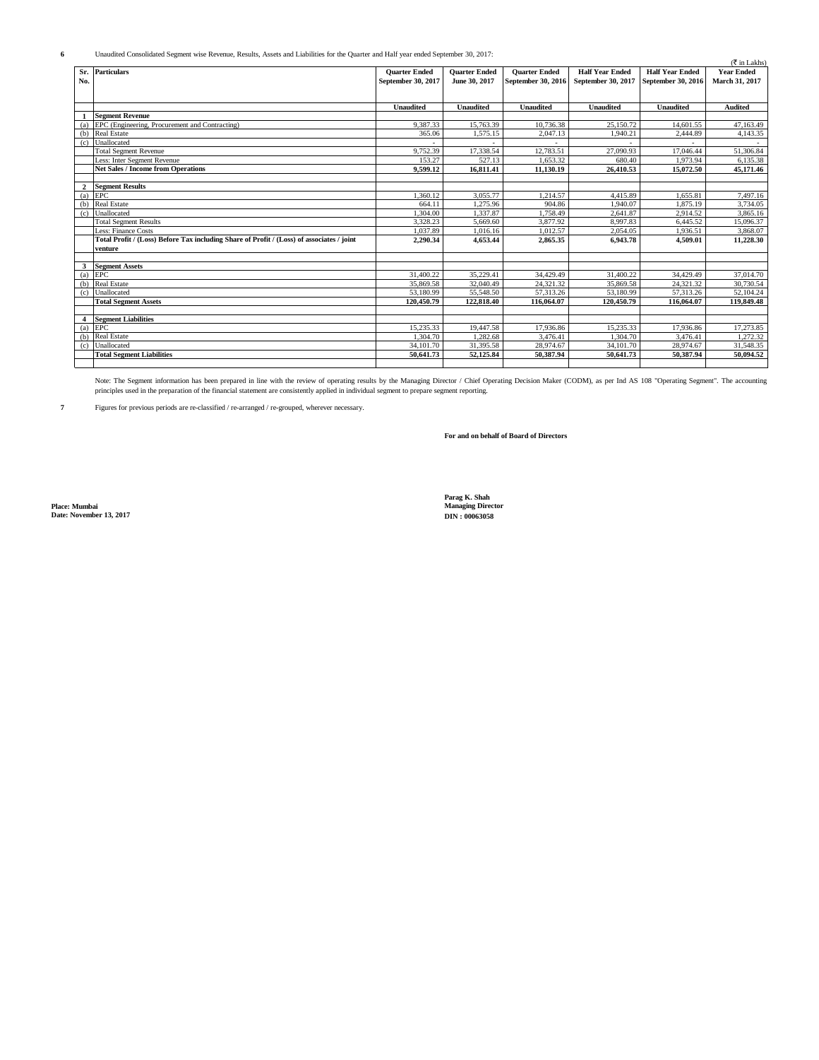**6** Unaudited Consolidated Segment wise Revenue, Results, Assets and Liabilities for the Quarter and Half year ended September 30, 2017:

(₹ in Lakhs)

| Sr. No. | Particulars | Quarter Ended September 30, 2017 | Quarter Ended June 30, 2017 | Quarter Ended September 30, 2016 | Half Year Ended September 30, 2017 | Half Year Ended September 30, 2016 | Year Ended March 31, 2017 |
|---|---|---|---|---|---|---|---|
| | | **Unaudited** | **Unaudited** | **Unaudited** | **Unaudited** | **Unaudited** | **Audited** |
| **1** | **Segment Revenue** | | | | | | |
| (a) | EPC (Engineering, Procurement and Contracting) | 9,387.33 | 15,763.39 | 10,736.38 | 25,150.72 | 14,601.55 | 47,163.49 |
| (b) | Real Estate | 365.06 | 1,575.15 | 2,047.13 | 1,940.21 | 2,444.89 | 4,143.35 |
| (c) | Unallocated | - | - | - | - | - | - |
| | Total Segment Revenue | 9,752.39 | 17,338.54 | 12,783.51 | 27,090.93 | 17,046.44 | 51,306.84 |
| | Less: Inter Segment Revenue | 153.27 | 527.13 | 1,653.32 | 680.40 | 1,973.94 | 6,135.38 |
| | **Net Sales / Income from Operations** | **9,599.12** | **16,811.41** | **11,130.19** | **26,410.53** | **15,072.50** | **45,171.46** |
| **2** | **Segment Results** | | | | | | |
| (a) | EPC | 1,360.12 | 3,055.77 | 1,214.57 | 4,415.89 | 1,655.81 | 7,497.16 |
| (b) | Real Estate | 664.11 | 1,275.96 | 904.86 | 1,940.07 | 1,875.19 | 3,734.05 |
| (c) | Unallocated | 1,304.00 | 1,337.87 | 1,758.49 | 2,641.87 | 2,914.52 | 3,865.16 |
| | Total Segment Results | 3,328.23 | 5,669.60 | 3,877.92 | 8,997.83 | 6,445.52 | 15,096.37 |
| | Less: Finance Costs | 1,037.89 | 1,016.16 | 1,012.57 | 2,054.05 | 1,936.51 | 3,868.07 |
| | **Total Profit / (Loss) Before Tax including Share of Profit / (Loss) of associates / joint venture** | **2,290.34** | **4,653.44** | **2,865.35** | **6,943.78** | **4,509.01** | **11,228.30** |
| **3** | **Segment Assets** | | | | | | |
| (a) | EPC | 31,400.22 | 35,229.41 | 34,429.49 | 31,400.22 | 34,429.49 | 37,014.70 |
| (b) | Real Estate | 35,869.58 | 32,040.49 | 24,321.32 | 35,869.58 | 24,321.32 | 30,730.54 |
| (c) | Unallocated | 53,180.99 | 55,548.50 | 57,313.26 | 53,180.99 | 57,313.26 | 52,104.24 |
| | **Total Segment Assets** | **120,450.79** | **122,818.40** | **116,064.07** | **120,450.79** | **116,064.07** | **119,849.48** |
| **4** | **Segment Liabilities** | | | | | | |
| (a) | EPC | 15,235.33 | 19,447.58 | 17,936.86 | 15,235.33 | 17,936.86 | 17,273.85 |
| (b) | Real Estate | 1,304.70 | 1,282.68 | 3,476.41 | 1,304.70 | 3,476.41 | 1,272.32 |
| (c) | Unallocated | 34,101.70 | 31,395.58 | 28,974.67 | 34,101.70 | 28,974.67 | 31,548.35 |
| | **Total Segment Liabilities** | **50,641.73** | **52,125.84** | **50,387.94** | **50,641.73** | **50,387.94** | **50,094.52** |

Note: The Segment information has been prepared in line with the review of operating results by the Managing Director / Chief Operating Decision Maker (CODM), as per Ind AS 108 "Operating Segment". The accounting principles used in the preparation of the financial statement are consistently applied in individual segment to prepare segment reporting.

**7** Figures for previous periods are re-classified / re-arranged / re-grouped, wherever necessary.

**For and on behalf of Board of Directors**

**Parag K. Shah**
**Managing Director**
**DIN : 00063058**

**Place: Mumbai**
**Date: November 13, 2017**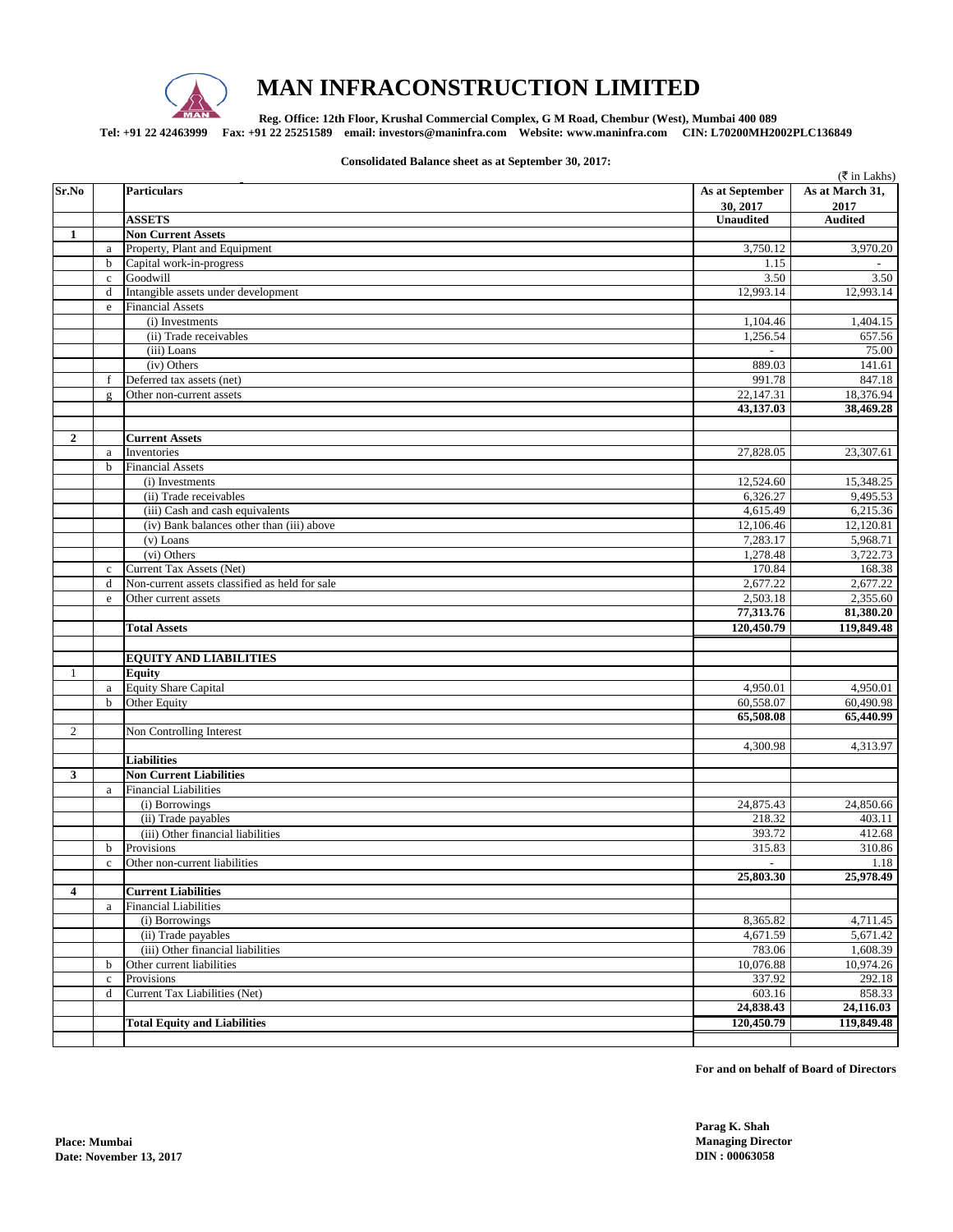# MAN INFRACONSTRUCTION LIMITED

**Reg. Office: 12th Floor, Krushal Commercial Complex, G M Road, Chembur (West), Mumbai 400 089**
**Tel: +91 22 42463999 Fax: +91 22 25251589 email: investors@maninfra.com Website: www.maninfra.com CIN: L70200MH2002PLC136849**

**Consolidated Balance sheet as at September 30, 2017:**

(₹ in Lakhs)

| Sr.No | | Particulars | As at September 30, 2017 | As at March 31, 2017 |
|---|---|---|---|---|
| | | **ASSETS** | **Unaudited** | **Audited** |
| **1** | | **Non Current Assets** | | |
| | a | Property, Plant and Equipment | 3,750.12 | 3,970.20 |
| | b | Capital work-in-progress | 1.15 | - |
| | c | Goodwill | 3.50 | 3.50 |
| | d | Intangible assets under development | 12,993.14 | 12,993.14 |
| | e | Financial Assets | | |
| | | (i) Investments | 1,104.46 | 1,404.15 |
| | | (ii) Trade receivables | 1,256.54 | 657.56 |
| | | (iii) Loans | - | 75.00 |
| | | (iv) Others | 889.03 | 141.61 |
| | f | Deferred tax assets (net) | 991.78 | 847.18 |
| | g | Other non-current assets | 22,147.31 | 18,376.94 |
| | | | **43,137.03** | **38,469.28** |
| | | | | |
| **2** | | **Current Assets** | | |
| | a | Inventories | 27,828.05 | 23,307.61 |
| | b | Financial Assets | | |
| | | (i) Investments | 12,524.60 | 15,348.25 |
| | | (ii) Trade receivables | 6,326.27 | 9,495.53 |
| | | (iii) Cash and cash equivalents | 4,615.49 | 6,215.36 |
| | | (iv) Bank balances other than (iii) above | 12,106.46 | 12,120.81 |
| | | (v) Loans | 7,283.17 | 5,968.71 |
| | | (vi) Others | 1,278.48 | 3,722.73 |
| | c | Current Tax Assets (Net) | 170.84 | 168.38 |
| | d | Non-current assets classified as held for sale | 2,677.22 | 2,677.22 |
| | e | Other current assets | 2,503.18 | 2,355.60 |
| | | | **77,313.76** | **81,380.20** |
| | | **Total Assets** | **120,450.79** | **119,849.48** |
| | | | | |
| | | **EQUITY AND LIABILITIES** | | |
| 1 | | **Equity** | | |
| | a | Equity Share Capital | 4,950.01 | 4,950.01 |
| | b | Other Equity | 60,558.07 | 60,490.98 |
| | | | **65,508.08** | **65,440.99** |
| 2 | | Non Controlling Interest | 4,300.98 | 4,313.97 |
| | | **Liabilities** | | |
| **3** | | **Non Current Liabilities** | | |
| | a | Financial Liabilities | | |
| | | (i) Borrowings | 24,875.43 | 24,850.66 |
| | | (ii) Trade payables | 218.32 | 403.11 |
| | | (iii) Other financial liabilities | 393.72 | 412.68 |
| | b | Provisions | 315.83 | 310.86 |
| | c | Other non-current liabilities | - | 1.18 |
| | | | **25,803.30** | **25,978.49** |
| **4** | | **Current Liabilities** | | |
| | a | Financial Liabilities | | |
| | | (i) Borrowings | 8,365.82 | 4,711.45 |
| | | (ii) Trade payables | 4,671.59 | 5,671.42 |
| | | (iii) Other financial liabilities | 783.06 | 1,608.39 |
| | b | Other current liabilities | 10,076.88 | 10,974.26 |
| | c | Provisions | 337.92 | 292.18 |
| | d | Current Tax Liabilities (Net) | 603.16 | 858.33 |
| | | | **24,838.43** | **24,116.03** |
| | | **Total Equity and Liabilities** | **120,450.79** | **119,849.48** |

**For and on behalf of Board of Directors**

**Place: Mumbai**
**Date: November 13, 2017**

**Parag K. Shah**
**Managing Director**
**DIN : 00063058**